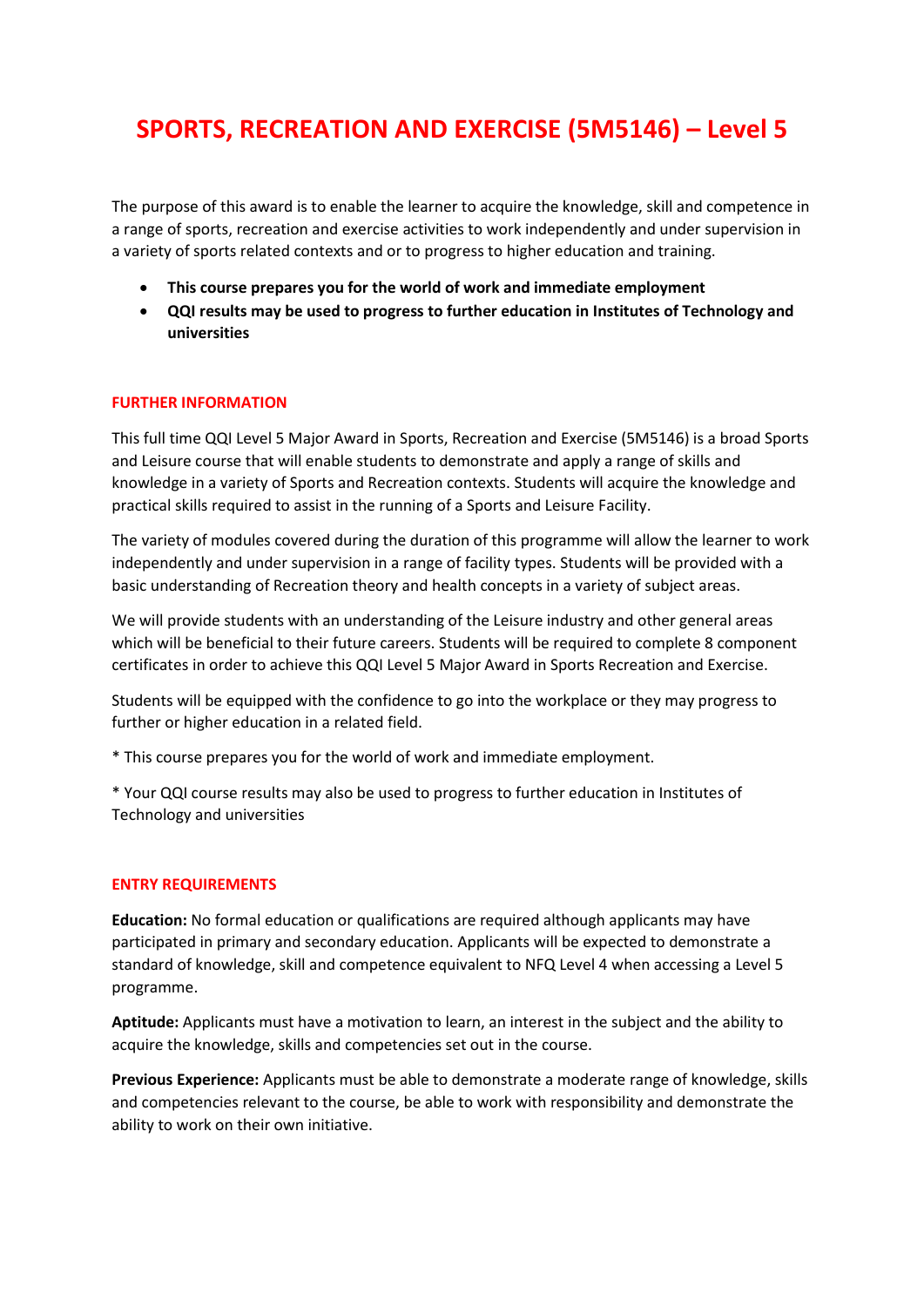# SPORTS, RECREATION AND EXERCISE (5M5146) – Level 5

The purpose of this award is to enable the learner to acquire the knowledge, skill and competence in a range of sports, recreation and exercise activities to work independently and under supervision in a variety of sports related contexts and or to progress to higher education and training.

- **This course prepares you for the world of work and immediate employment**
- **QQI results may be used to progress to further education in Institutes of Technology and universities**

## FURTHER INFORMATION

This full time QQI Level 5 Major Award in Sports, Recreation and Exercise (5M5146) is a broad Sports and Leisure course that will enable students to demonstrate and apply a range of skills and knowledge in a variety of Sports and Recreation contexts. Students will acquire the knowledge and practical skills required to assist in the running of a Sports and Leisure Facility.

The variety of modules covered during the duration of this programme will allow the learner to work independently and under supervision in a range of facility types. Students will be provided with a basic understanding of Recreation theory and health concepts in a variety of subject areas.

We will provide students with an understanding of the Leisure industry and other general areas which will be beneficial to their future careers. Students will be required to complete 8 component certificates in order to achieve this QQI Level 5 Major Award in Sports Recreation and Exercise.

Students will be equipped with the confidence to go into the workplace or they may progress to further or higher education in a related field.

* This course prepares you for the world of work and immediate employment.

* Your QQI course results may also be used to progress to further education in Institutes of Technology and universities

## ENTRY REQUIREMENTS

**Education:** No formal education or qualifications are required although applicants may have participated in primary and secondary education. Applicants will be expected to demonstrate a standard of knowledge, skill and competence equivalent to NFQ Level 4 when accessing a Level 5 programme.

**Aptitude:** Applicants must have a motivation to learn, an interest in the subject and the ability to acquire the knowledge, skills and competencies set out in the course.

**Previous Experience:** Applicants must be able to demonstrate a moderate range of knowledge, skills and competencies relevant to the course, be able to work with responsibility and demonstrate the ability to work on their own initiative.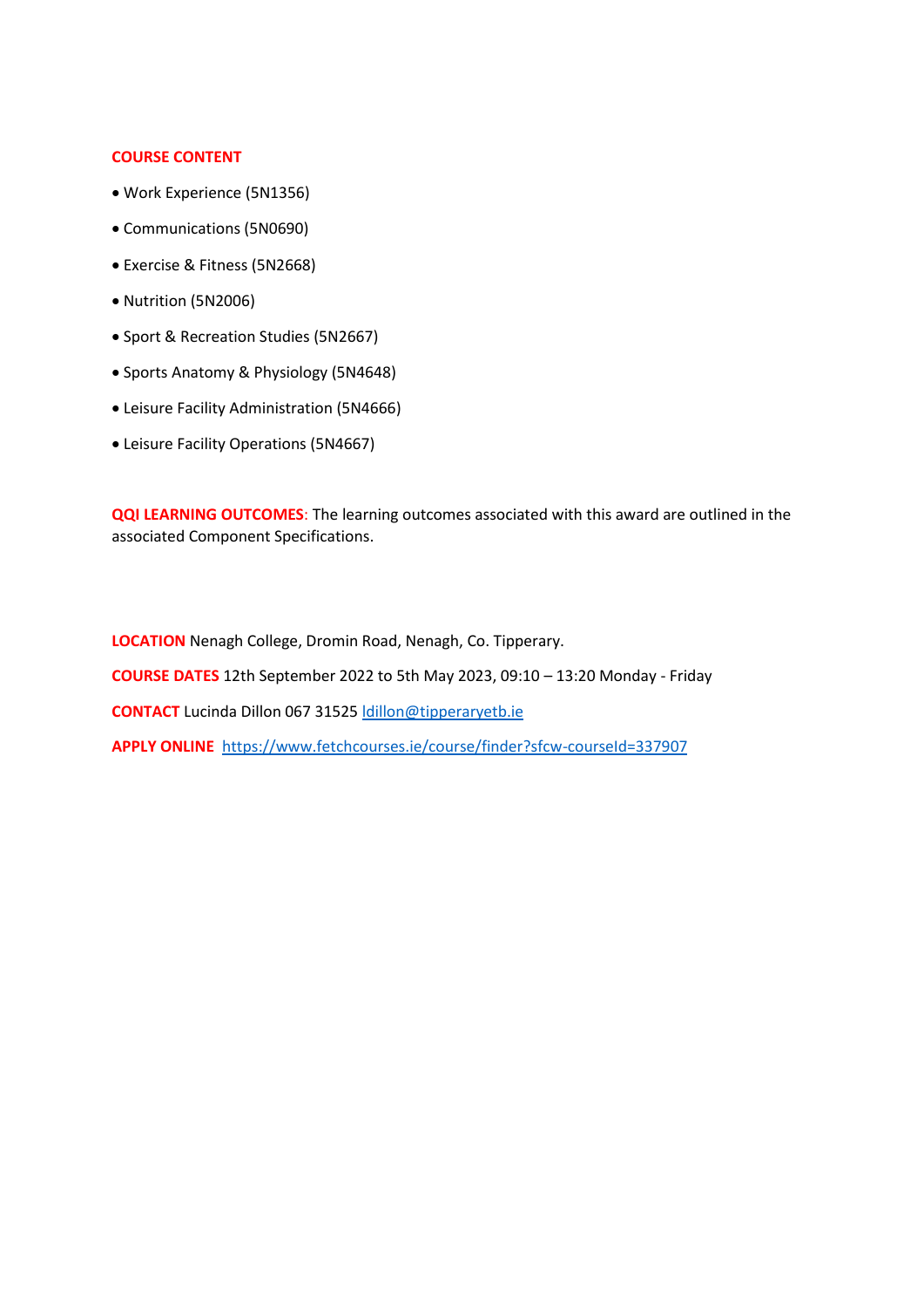## COURSE CONTENT

- Work Experience (5N1356)
- Communications (5N0690)
- Exercise & Fitness (5N2668)
- Nutrition (5N2006)
- Sport & Recreation Studies (5N2667)
- Sports Anatomy & Physiology (5N4648)
- Leisure Facility Administration (5N4666)
- Leisure Facility Operations (5N4667)

**QQI LEARNING OUTCOMES**: The learning outcomes associated with this award are outlined in the associated Component Specifications.

**LOCATION** Nenagh College, Dromin Road, Nenagh, Co. Tipperary.

**COURSE DATES** 12th September 2022 to 5th May 2023, 09:10 – 13:20 Monday - Friday

**CONTACT** Lucinda Dillon 067 31525 ldillon@tipperaryetb.ie

**APPLY ONLINE** https://www.fetchcourses.ie/course/finder?sfcw-courseId=337907